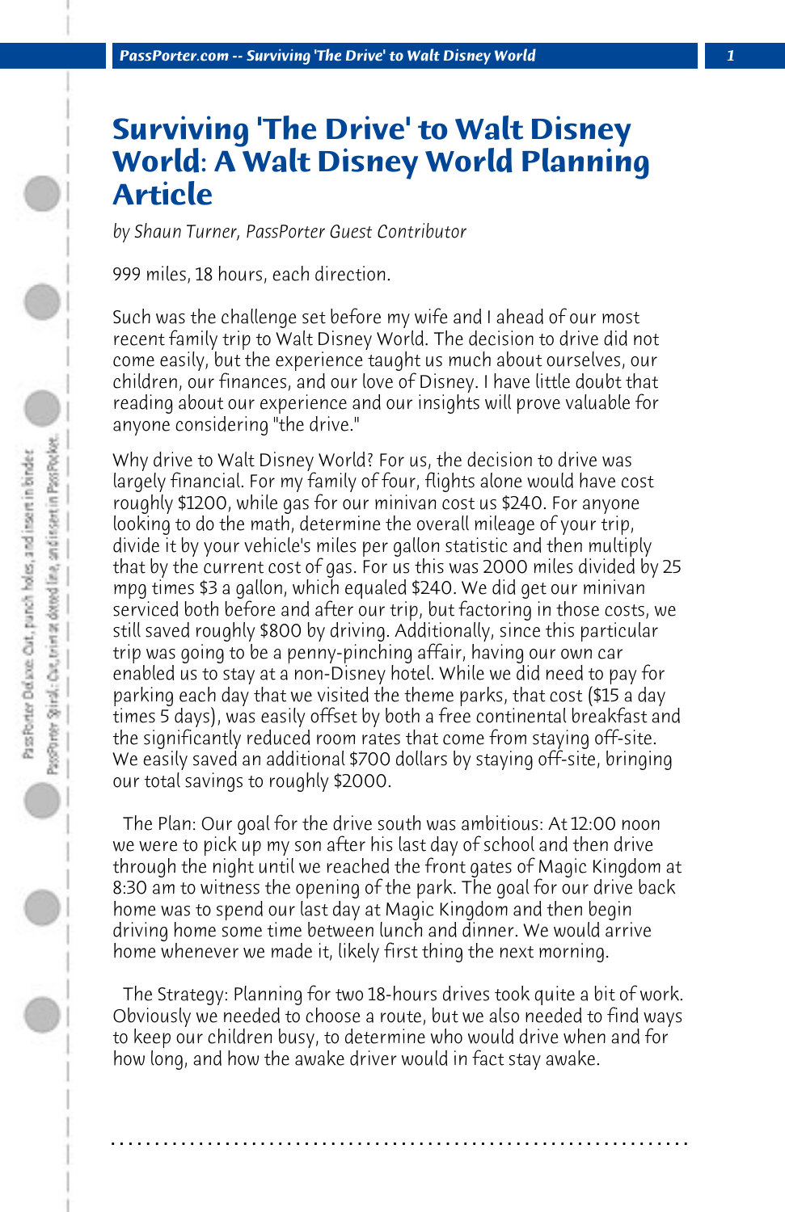# Surviving 'The Drive' to Walt Disney World: A Walt Disney World Planning Article

*by Shaun Turner, PassPorter Guest Contributor*

999 miles, 18 hours, each direction.

Such was the challenge set before my wife and I ahead of our most recent family trip to Walt Disney World. The decision to drive did not come easily, but the experience taught us much about ourselves, our children, our finances, and our love of Disney. I have little doubt that reading about our experience and our insights will prove valuable for anyone considering "the drive."

Why drive to Walt Disney World? For us, the decision to drive was largely financial. For my family of four, flights alone would have cost roughly $1200, while gas for our minivan cost us $240. For anyone looking to do the math, determine the overall mileage of your trip, divide it by your vehicle's miles per gallon statistic and then multiply that by the current cost of gas. For us this was 2000 miles divided by 25 mpg times $3 a gallon, which equaled $240. We did get our minivan serviced both before and after our trip, but factoring in those costs, we still saved roughly $800 by driving. Additionally, since this particular trip was going to be a penny-pinching affair, having our own car enabled us to stay at a non-Disney hotel. While we did need to pay for parking each day that we visited the theme parks, that cost ($15 a day times 5 days), was easily offset by both a free continental breakfast and the significantly reduced room rates that come from staying off-site. We easily saved an additional $700 dollars by staying off-site, bringing our total savings to roughly $2000.

The Plan: Our goal for the drive south was ambitious: At 12:00 noon we were to pick up my son after his last day of school and then drive through the night until we reached the front gates of Magic Kingdom at 8:30 am to witness the opening of the park. The goal for our drive back home was to spend our last day at Magic Kingdom and then begin driving home some time between lunch and dinner. We would arrive home whenever we made it, likely first thing the next morning.

The Strategy: Planning for two 18-hours drives took quite a bit of work. Obviously we needed to choose a route, but we also needed to find ways to keep our children busy, to determine who would drive when and for how long, and how the awake driver would in fact stay awake.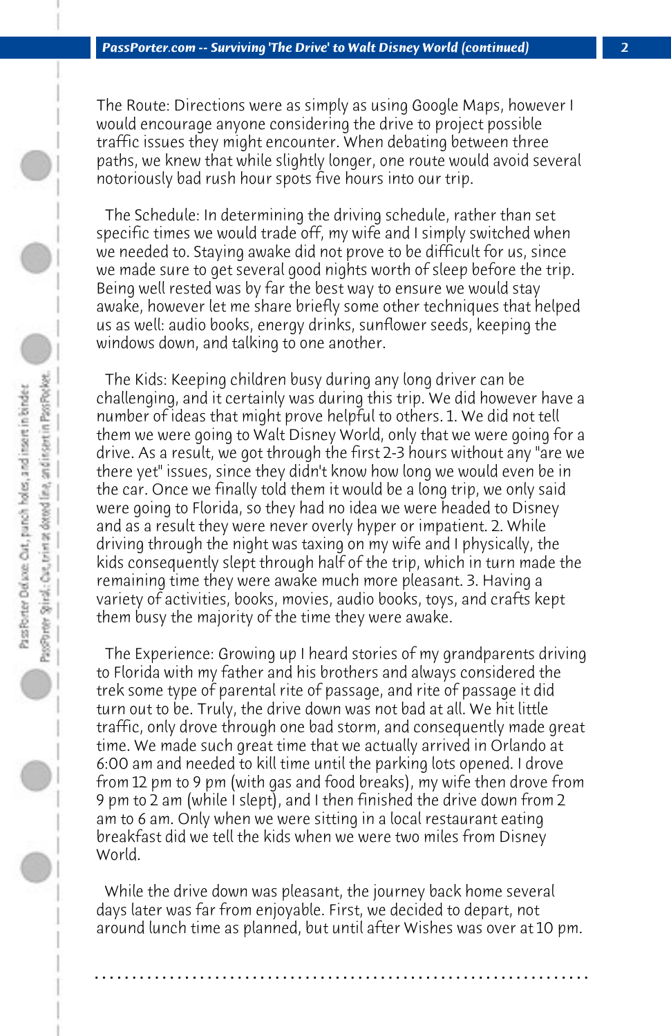The Route: Directions were as simply as using Google Maps, however I would encourage anyone considering the drive to project possible traffic issues they might encounter. When debating between three paths, we knew that while slightly longer, one route would avoid several notoriously bad rush hour spots five hours into our trip.

The Schedule: In determining the driving schedule, rather than set specific times we would trade off, my wife and I simply switched when we needed to. Staying awake did not prove to be difficult for us, since we made sure to get several good nights worth of sleep before the trip. Being well rested was by far the best way to ensure we would stay awake, however let me share briefly some other techniques that helped us as well: audio books, energy drinks, sunflower seeds, keeping the windows down, and talking to one another.

The Kids: Keeping children busy during any long driver can be challenging, and it certainly was during this trip. We did however have a number of ideas that might prove helpful to others. 1. We did not tell them we were going to Walt Disney World, only that we were going for a drive. As a result, we got through the first 2-3 hours without any "are we there yet" issues, since they didn't know how long we would even be in the car. Once we finally told them it would be a long trip, we only said were going to Florida, so they had no idea we were headed to Disney and as a result they were never overly hyper or impatient. 2. While driving through the night was taxing on my wife and I physically, the kids consequently slept through half of the trip, which in turn made the remaining time they were awake much more pleasant. 3. Having a variety of activities, books, movies, audio books, toys, and crafts kept them busy the majority of the time they were awake.

The Experience: Growing up I heard stories of my grandparents driving to Florida with my father and his brothers and always considered the trek some type of parental rite of passage, and rite of passage it did turn out to be. Truly, the drive down was not bad at all. We hit little traffic, only drove through one bad storm, and consequently made great time. We made such great time that we actually arrived in Orlando at 6:00 am and needed to kill time until the parking lots opened. I drove from 12 pm to 9 pm (with gas and food breaks), my wife then drove from 9 pm to 2 am (while I slept), and I then finished the drive down from 2 am to 6 am. Only when we were sitting in a local restaurant eating breakfast did we tell the kids when we were two miles from Disney World.

While the drive down was pleasant, the journey back home several days later was far from enjoyable. First, we decided to depart, not around lunch time as planned, but until after Wishes was over at 10 pm.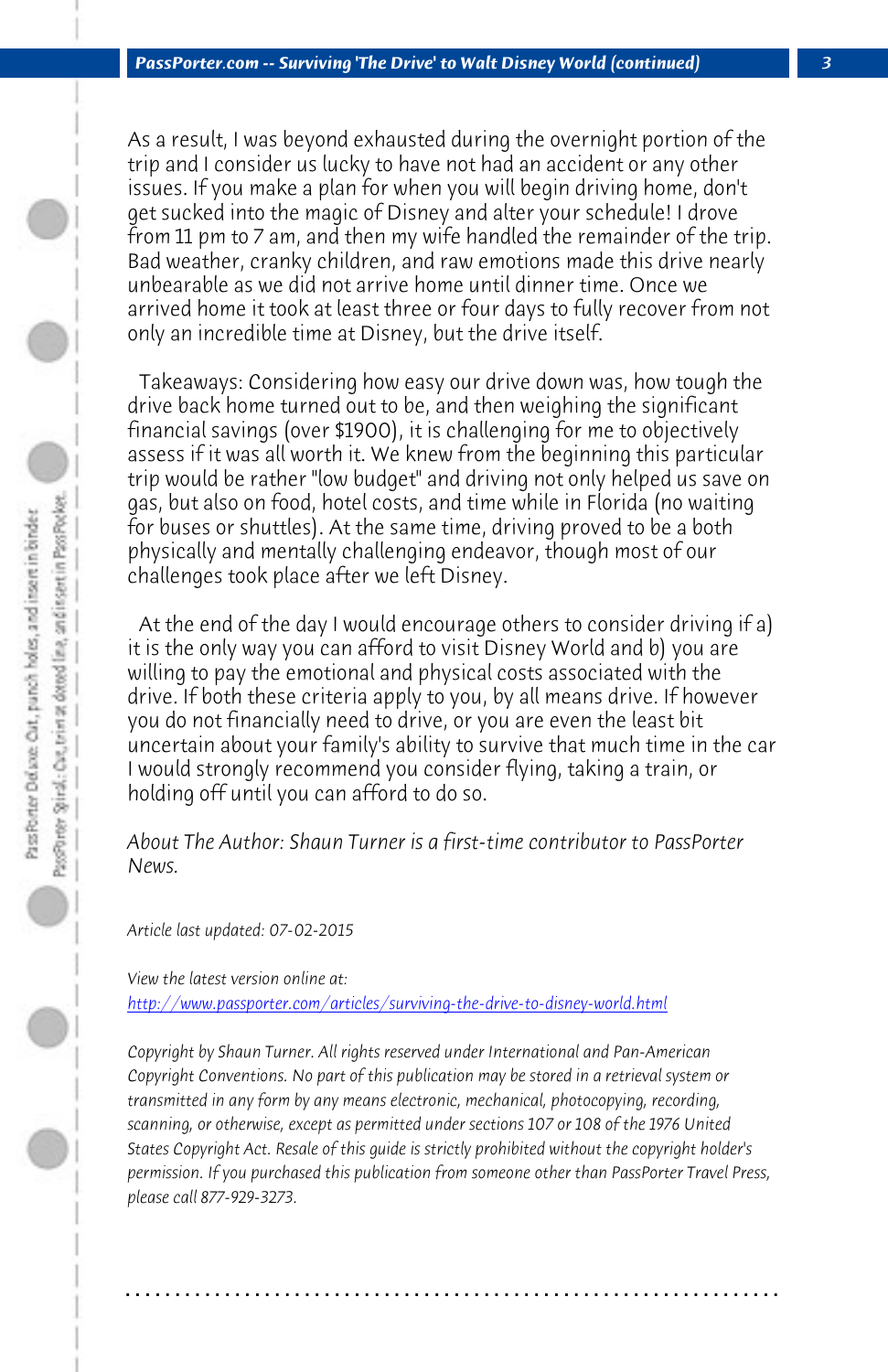As a result, I was beyond exhausted during the overnight portion of the trip and I consider us lucky to have not had an accident or any other issues. If you make a plan for when you will begin driving home, don't get sucked into the magic of Disney and alter your schedule! I drove from 11 pm to 7 am, and then my wife handled the remainder of the trip. Bad weather, cranky children, and raw emotions made this drive nearly unbearable as we did not arrive home until dinner time. Once we arrived home it took at least three or four days to fully recover from not only an incredible time at Disney, but the drive itself.

Takeaways: Considering how easy our drive down was, how tough the drive back home turned out to be, and then weighing the significant financial savings (over $1900), it is challenging for me to objectively assess if it was all worth it. We knew from the beginning this particular trip would be rather "low budget" and driving not only helped us save on gas, but also on food, hotel costs, and time while in Florida (no waiting for buses or shuttles). At the same time, driving proved to be a both physically and mentally challenging endeavor, though most of our challenges took place after we left Disney.

At the end of the day I would encourage others to consider driving if a) it is the only way you can afford to visit Disney World and b) you are willing to pay the emotional and physical costs associated with the drive. If both these criteria apply to you, by all means drive. If however you do not financially need to drive, or you are even the least bit uncertain about your family's ability to survive that much time in the car I would strongly recommend you consider flying, taking a train, or holding off until you can afford to do so.

*About The Author: Shaun Turner is a first-time contributor to PassPorter News.*

*Article last updated: 07-02-2015*

*View the latest version online at:*
*http://www.passporter.com/articles/surviving-the-drive-to-disney-world.html*

*Copyright by Shaun Turner. All rights reserved under International and Pan-American Copyright Conventions. No part of this publication may be stored in a retrieval system or transmitted in any form by any means electronic, mechanical, photocopying, recording, scanning, or otherwise, except as permitted under sections 107 or 108 of the 1976 United States Copyright Act. Resale of this guide is strictly prohibited without the copyright holder's permission. If you purchased this publication from someone other than PassPorter Travel Press, please call 877-929-3273.*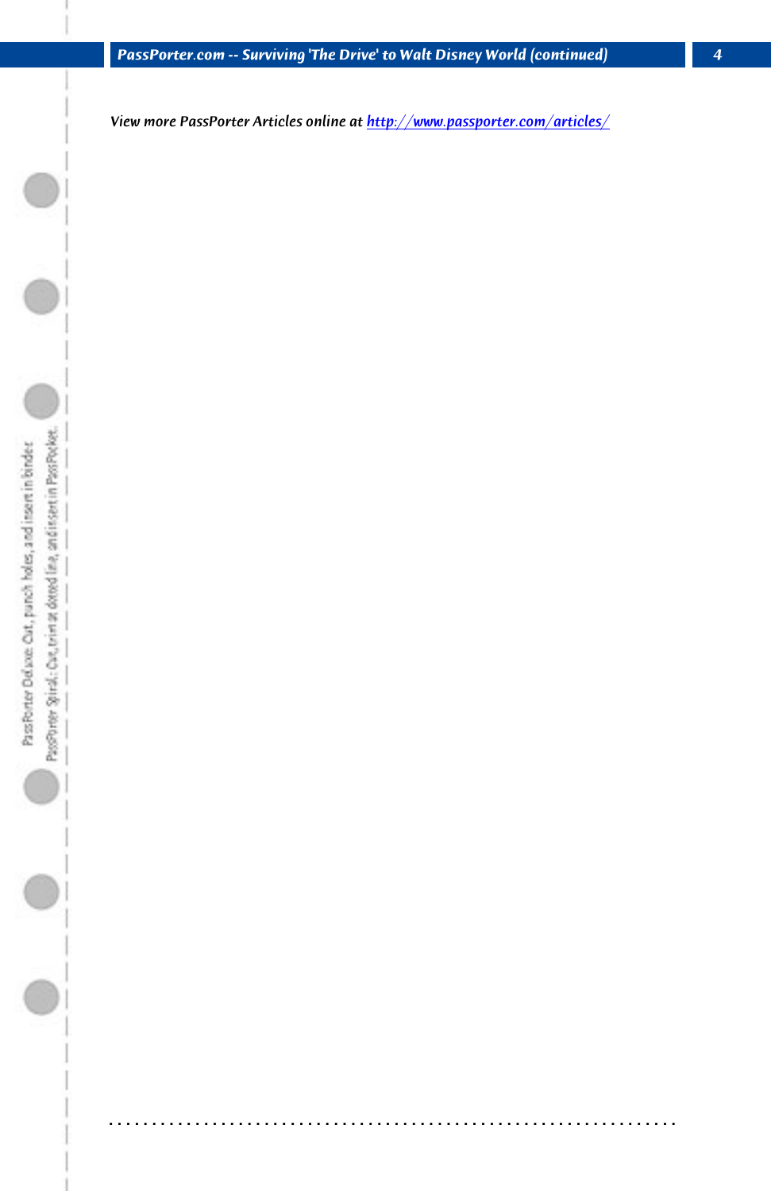*View more PassPorter Articles online at [http://www.passporter.com/articles/](http://www.passporter.com/articles/)*